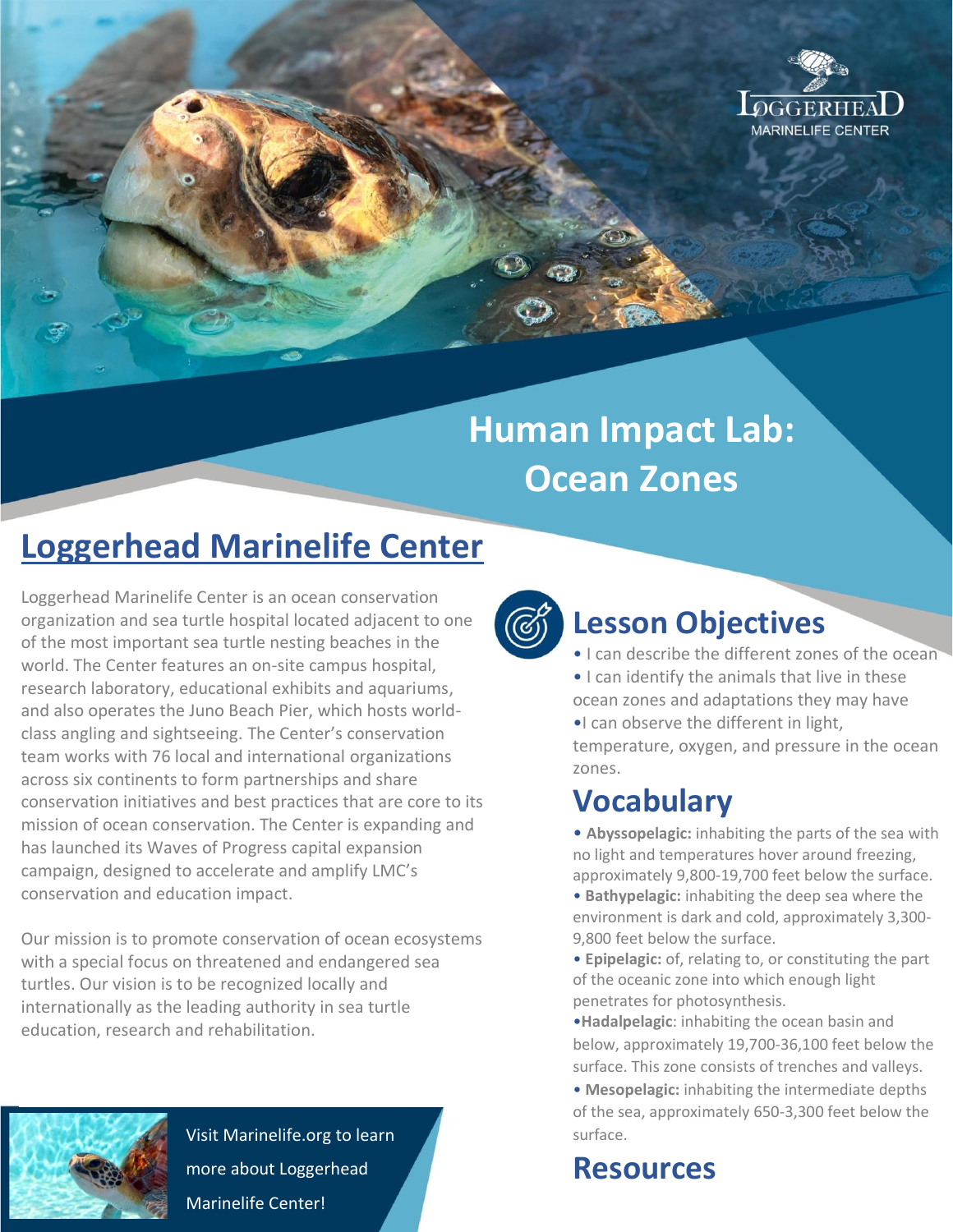LOGGERHEAD MARINELIFE CENTER

# Human Impact Lab: Ocean Zones

## Loggerhead Marinelife Center

Loggerhead Marinelife Center is an ocean conservation organization and sea turtle hospital located adjacent to one of the most important sea turtle nesting beaches in the world. The Center features an on-site campus hospital, research laboratory, educational exhibits and aquariums, and also operates the Juno Beach Pier, which hosts world-class angling and sightseeing. The Center's conservation team works with 76 local and international organizations across six continents to form partnerships and share conservation initiatives and best practices that are core to its mission of ocean conservation. The Center is expanding and has launched its Waves of Progress capital expansion campaign, designed to accelerate and amplify LMC's conservation and education impact.

Our mission is to promote conservation of ocean ecosystems with a special focus on threatened and endangered sea turtles. Our vision is to be recognized locally and internationally as the leading authority in sea turtle education, research and rehabilitation.

Visit Marinelife.org to learn more about Loggerhead Marinelife Center!

## Lesson Objectives

- I can describe the different zones of the ocean
- I can identify the animals that live in these ocean zones and adaptations they may have
- I can observe the different in light, temperature, oxygen, and pressure in the ocean zones.

## Vocabulary

- **Abyssopelagic:** inhabiting the parts of the sea with no light and temperatures hover around freezing, approximately 9,800-19,700 feet below the surface.
- **Bathypelagic:** inhabiting the deep sea where the environment is dark and cold, approximately 3,300-9,800 feet below the surface.
- **Epipelagic:** of, relating to, or constituting the part of the oceanic zone into which enough light penetrates for photosynthesis.
- **Hadalpelagic**: inhabiting the ocean basin and below, approximately 19,700-36,100 feet below the surface. This zone consists of trenches and valleys.
- **Mesopelagic:** inhabiting the intermediate depths of the sea, approximately 650-3,300 feet below the surface.

## Resources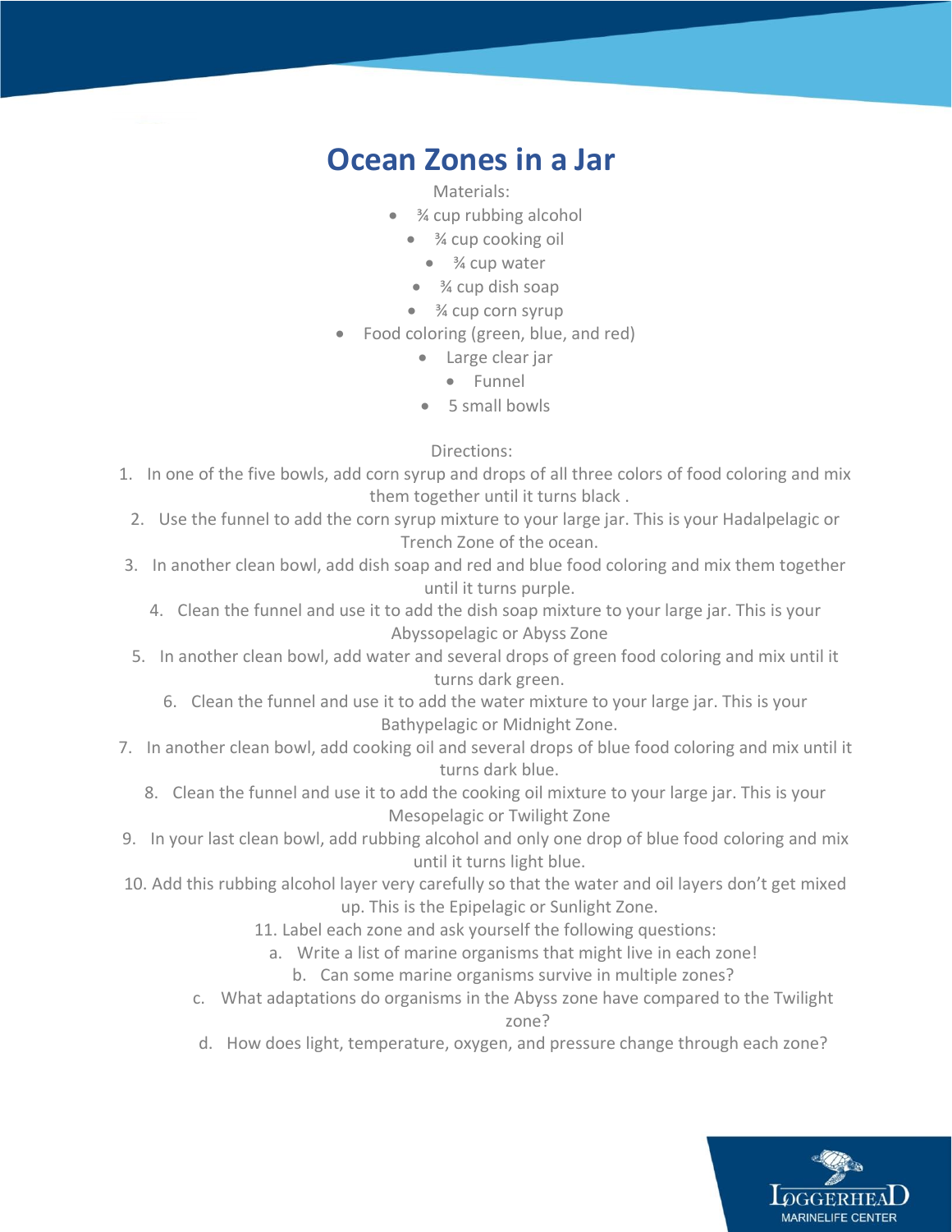# Ocean Zones in a Jar

Materials:

- ¾ cup rubbing alcohol
- ¾ cup cooking oil
- ¾ cup water
- ¾ cup dish soap
- ¾ cup corn syrup
- Food coloring (green, blue, and red)
- Large clear jar
- Funnel
- 5 small bowls

Directions:

1. In one of the five bowls, add corn syrup and drops of all three colors of food coloring and mix them together until it turns black .
2. Use the funnel to add the corn syrup mixture to your large jar. This is your Hadalpelagic or Trench Zone of the ocean.
3. In another clean bowl, add dish soap and red and blue food coloring and mix them together until it turns purple.
4. Clean the funnel and use it to add the dish soap mixture to your large jar. This is your Abyssopelagic or Abyss Zone
5. In another clean bowl, add water and several drops of green food coloring and mix until it turns dark green.
6. Clean the funnel and use it to add the water mixture to your large jar. This is your Bathypelagic or Midnight Zone.
7. In another clean bowl, add cooking oil and several drops of blue food coloring and mix until it turns dark blue.
8. Clean the funnel and use it to add the cooking oil mixture to your large jar. This is your Mesopelagic or Twilight Zone
9. In your last clean bowl, add rubbing alcohol and only one drop of blue food coloring and mix until it turns light blue.
10. Add this rubbing alcohol layer very carefully so that the water and oil layers don't get mixed up. This is the Epipelagic or Sunlight Zone.
11. Label each zone and ask yourself the following questions:
    a. Write a list of marine organisms that might live in each zone!
    b. Can some marine organisms survive in multiple zones?
    c. What adaptations do organisms in the Abyss zone have compared to the Twilight zone?
    d. How does light, temperature, oxygen, and pressure change through each zone?

LOGGERHEAD MARINELIFE CENTER